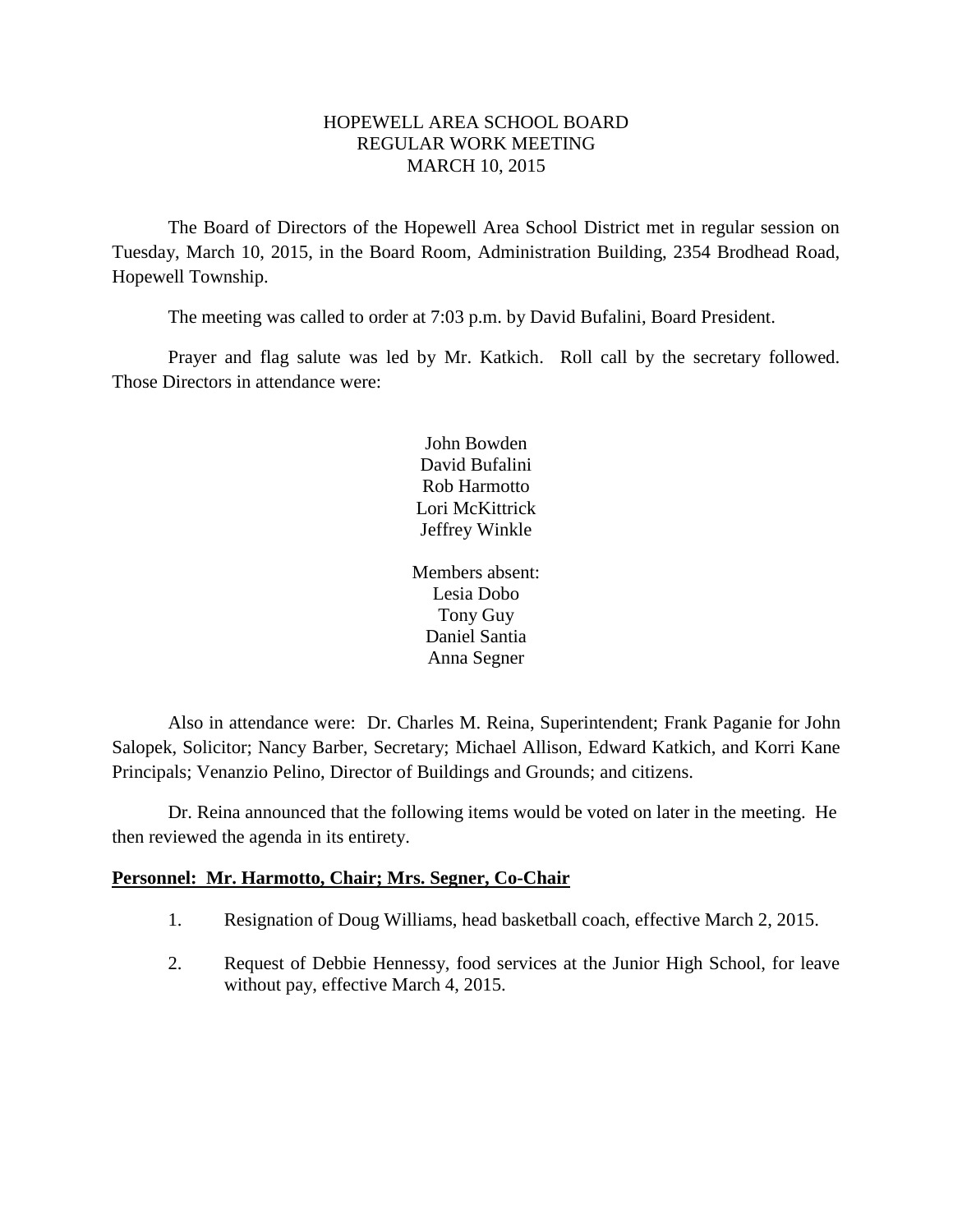# HOPEWELL AREA SCHOOL BOARD
## REGULAR WORK MEETING
## MARCH 10, 2015

The Board of Directors of the Hopewell Area School District met in regular session on Tuesday, March 10, 2015, in the Board Room, Administration Building, 2354 Brodhead Road, Hopewell Township.

The meeting was called to order at 7:03 p.m. by David Bufalini, Board President.

Prayer and flag salute was led by Mr. Katkich. Roll call by the secretary followed. Those Directors in attendance were:

John Bowden
David Bufalini
Rob Harmotto
Lori McKittrick
Jeffrey Winkle

Members absent:
Lesia Dobo
Tony Guy
Daniel Santia
Anna Segner

Also in attendance were: Dr. Charles M. Reina, Superintendent; Frank Paganie for John Salopek, Solicitor; Nancy Barber, Secretary; Michael Allison, Edward Katkich, and Korri Kane Principals; Venanzio Pelino, Director of Buildings and Grounds; and citizens.

Dr. Reina announced that the following items would be voted on later in the meeting. He then reviewed the agenda in its entirety.

**Personnel: Mr. Harmotto, Chair; Mrs. Segner, Co-Chair**

1. Resignation of Doug Williams, head basketball coach, effective March 2, 2015.

2. Request of Debbie Hennessy, food services at the Junior High School, for leave without pay, effective March 4, 2015.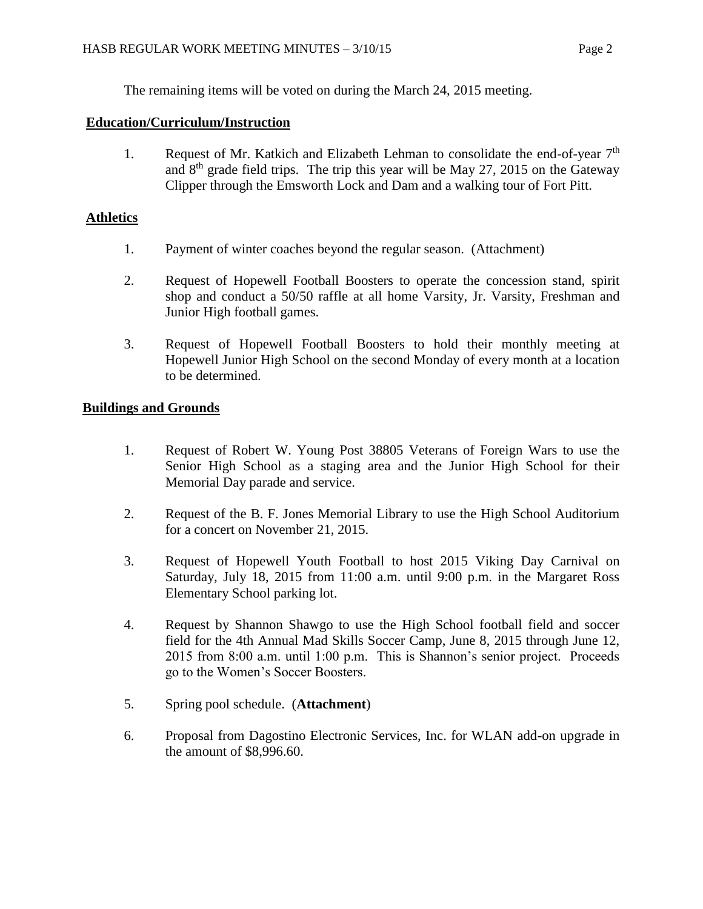The remaining items will be voted on during the March 24, 2015 meeting.

## Education/Curriculum/Instruction

1. Request of Mr. Katkich and Elizabeth Lehman to consolidate the end-of-year 7th and 8th grade field trips. The trip this year will be May 27, 2015 on the Gateway Clipper through the Emsworth Lock and Dam and a walking tour of Fort Pitt.

## Athletics

1. Payment of winter coaches beyond the regular season. (Attachment)

2. Request of Hopewell Football Boosters to operate the concession stand, spirit shop and conduct a 50/50 raffle at all home Varsity, Jr. Varsity, Freshman and Junior High football games.

3. Request of Hopewell Football Boosters to hold their monthly meeting at Hopewell Junior High School on the second Monday of every month at a location to be determined.

## Buildings and Grounds

1. Request of Robert W. Young Post 38805 Veterans of Foreign Wars to use the Senior High School as a staging area and the Junior High School for their Memorial Day parade and service.

2. Request of the B. F. Jones Memorial Library to use the High School Auditorium for a concert on November 21, 2015.

3. Request of Hopewell Youth Football to host 2015 Viking Day Carnival on Saturday, July 18, 2015 from 11:00 a.m. until 9:00 p.m. in the Margaret Ross Elementary School parking lot.

4. Request by Shannon Shawgo to use the High School football field and soccer field for the 4th Annual Mad Skills Soccer Camp, June 8, 2015 through June 12, 2015 from 8:00 a.m. until 1:00 p.m. This is Shannon's senior project. Proceeds go to the Women's Soccer Boosters.

5. Spring pool schedule. (**Attachment**)

6. Proposal from Dagostino Electronic Services, Inc. for WLAN add-on upgrade in the amount of $8,996.60.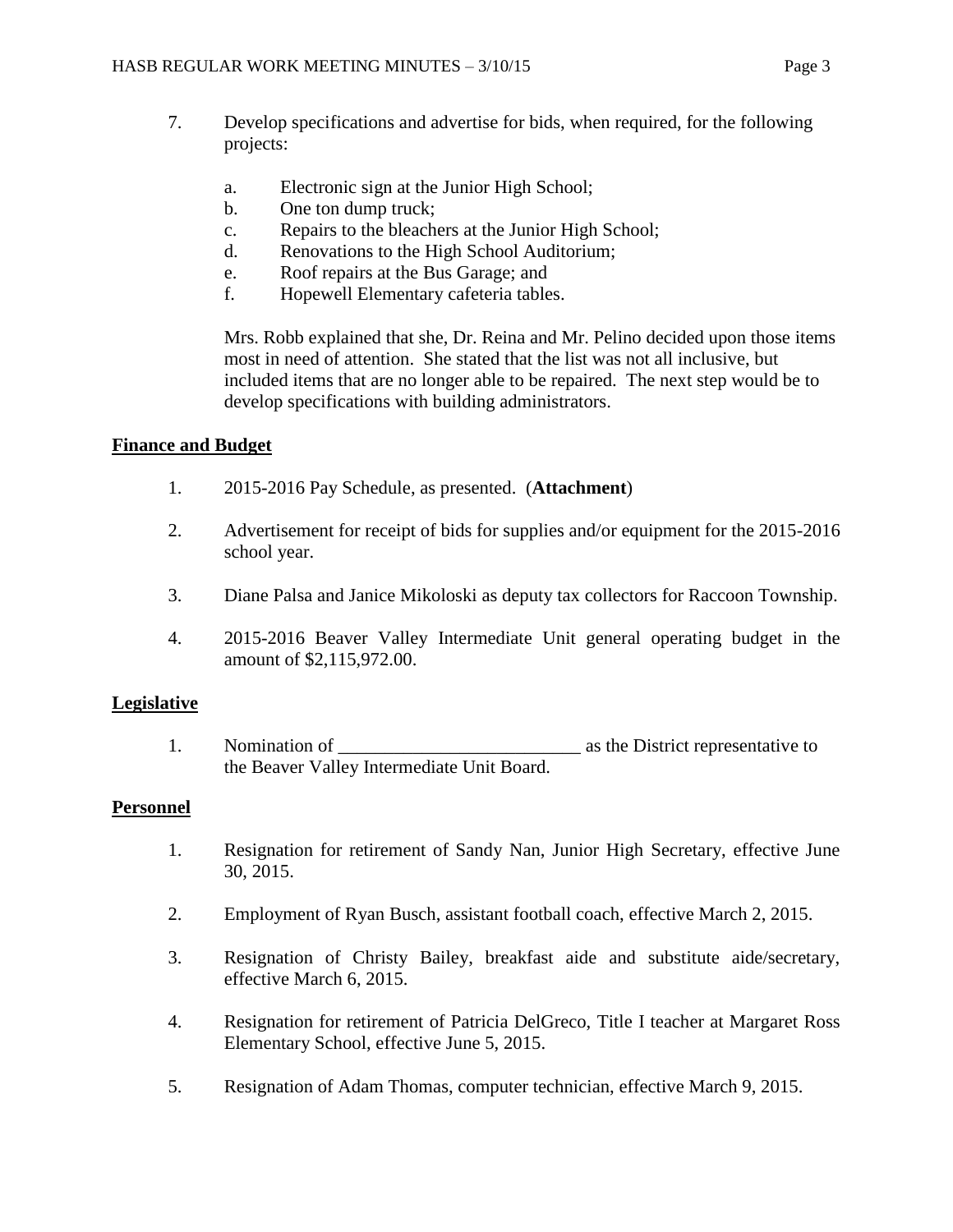7. Develop specifications and advertise for bids, when required, for the following projects:

    a. Electronic sign at the Junior High School;
    b. One ton dump truck;
    c. Repairs to the bleachers at the Junior High School;
    d. Renovations to the High School Auditorium;
    e. Roof repairs at the Bus Garage; and
    f. Hopewell Elementary cafeteria tables.

    Mrs. Robb explained that she, Dr. Reina and Mr. Pelino decided upon those items most in need of attention. She stated that the list was not all inclusive, but included items that are no longer able to be repaired. The next step would be to develop specifications with building administrators.

**Finance and Budget**

1. 2015-2016 Pay Schedule, as presented. (**Attachment**)

2. Advertisement for receipt of bids for supplies and/or equipment for the 2015-2016 school year.

3. Diane Palsa and Janice Mikoloski as deputy tax collectors for Raccoon Township.

4. 2015-2016 Beaver Valley Intermediate Unit general operating budget in the amount of $2,115,972.00.

**Legislative**

1. Nomination of __________________________ as the District representative to the Beaver Valley Intermediate Unit Board.

**Personnel**

1. Resignation for retirement of Sandy Nan, Junior High Secretary, effective June 30, 2015.

2. Employment of Ryan Busch, assistant football coach, effective March 2, 2015.

3. Resignation of Christy Bailey, breakfast aide and substitute aide/secretary, effective March 6, 2015.

4. Resignation for retirement of Patricia DelGreco, Title I teacher at Margaret Ross Elementary School, effective June 5, 2015.

5. Resignation of Adam Thomas, computer technician, effective March 9, 2015.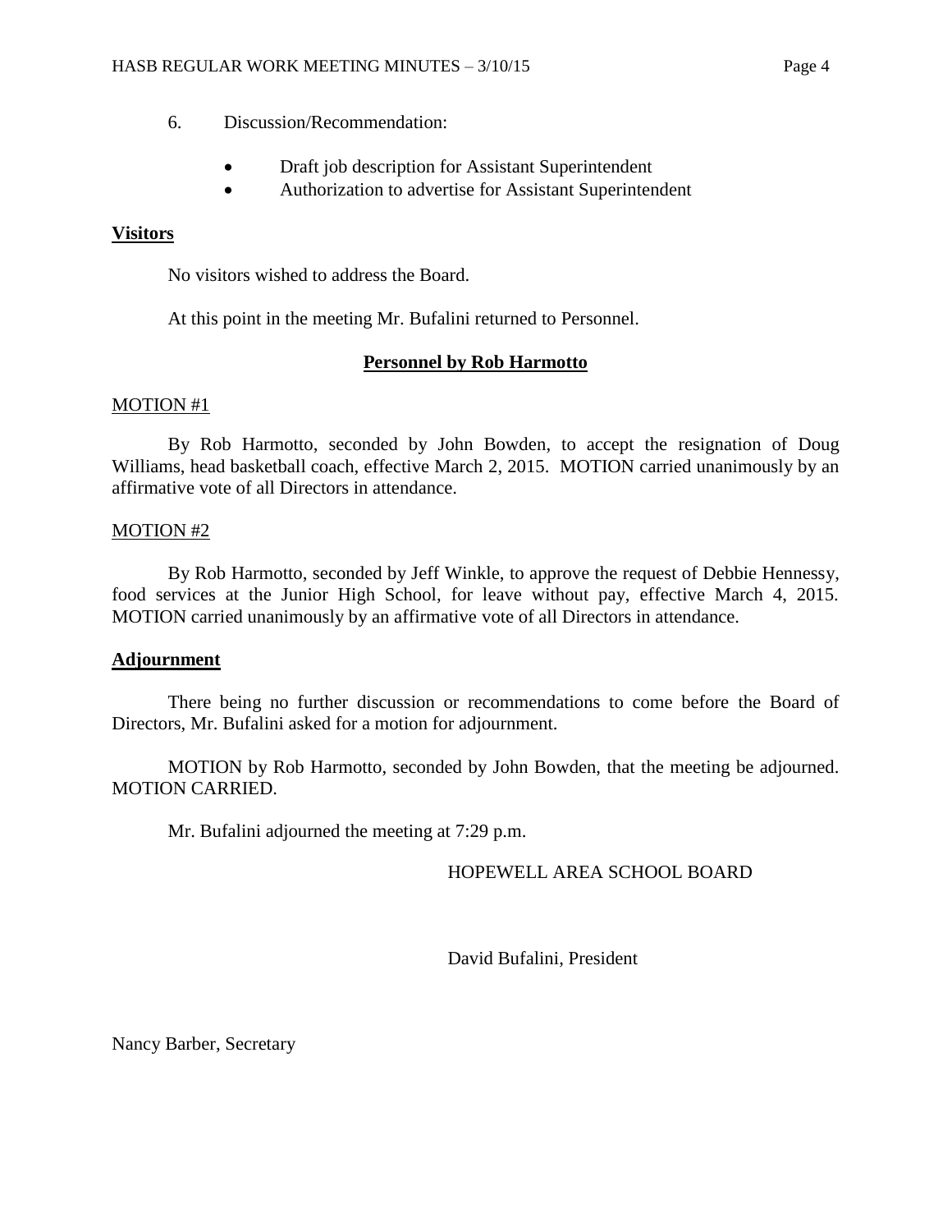6. Discussion/Recommendation:

   - Draft job description for Assistant Superintendent
   - Authorization to advertise for Assistant Superintendent

**Visitors**

No visitors wished to address the Board.

At this point in the meeting Mr. Bufalini returned to Personnel.

## Personnel by Rob Harmotto

MOTION #1

By Rob Harmotto, seconded by John Bowden, to accept the resignation of Doug Williams, head basketball coach, effective March 2, 2015. MOTION carried unanimously by an affirmative vote of all Directors in attendance.

MOTION #2

By Rob Harmotto, seconded by Jeff Winkle, to approve the request of Debbie Hennessy, food services at the Junior High School, for leave without pay, effective March 4, 2015. MOTION carried unanimously by an affirmative vote of all Directors in attendance.

**Adjournment**

There being no further discussion or recommendations to come before the Board of Directors, Mr. Bufalini asked for a motion for adjournment.

MOTION by Rob Harmotto, seconded by John Bowden, that the meeting be adjourned. MOTION CARRIED.

Mr. Bufalini adjourned the meeting at 7:29 p.m.

HOPEWELL AREA SCHOOL BOARD

David Bufalini, President

Nancy Barber, Secretary